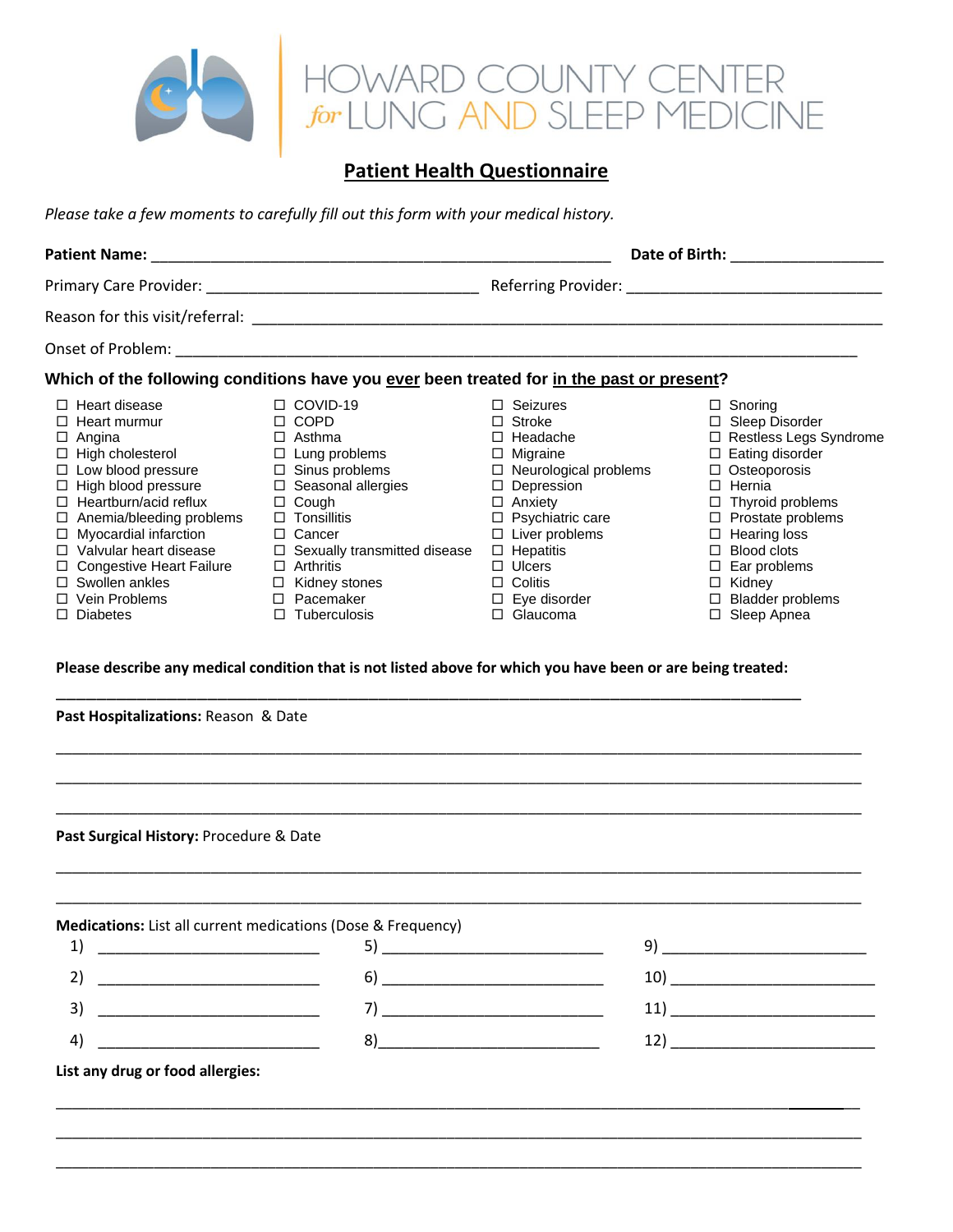# HOWARD COUNTY CENTER *for* LUNG AND SLEEP MEDICINE

## Patient Health Questionnaire

*Please take a few moments to carefully fill out this form with your medical history.*

**Patient Name:** _______________________________________________ **Date of Birth:** ________________

Primary Care Provider: ____________________________ Referring Provider: ____________________________

Reason for this visit/referral: _______________________________________________________________

Onset of Problem: ______________________________________________________________________

**Which of the following conditions have you <u>ever</u> been treated for <u>in the past or present</u>?**

- ☐ Heart disease
- ☐ Heart murmur
- ☐ Angina
- ☐ High cholesterol
- ☐ Low blood pressure
- ☐ High blood pressure
- ☐ Heartburn/acid reflux
- ☐ Anemia/bleeding problems
- ☐ Myocardial infarction
- ☐ Valvular heart disease
- ☐ Congestive Heart Failure
- ☐ Swollen ankles
- ☐ Vein Problems
- ☐ Diabetes
- ☐ COVID-19
- ☐ COPD
- ☐ Asthma
- ☐ Lung problems
- ☐ Sinus problems
- ☐ Seasonal allergies
- ☐ Cough
- ☐ Tonsillitis
- ☐ Cancer
- ☐ Sexually transmitted disease
- ☐ Arthritis
- ☐ Kidney stones
- ☐ Pacemaker
- ☐ Tuberculosis
- ☐ Seizures
- ☐ Stroke
- ☐ Headache
- ☐ Migraine
- ☐ Neurological problems
- ☐ Depression
- ☐ Anxiety
- ☐ Psychiatric care
- ☐ Liver problems
- ☐ Hepatitis
- ☐ Ulcers
- ☐ Colitis
- ☐ Eye disorder
- ☐ Glaucoma
- ☐ Snoring
- ☐ Sleep Disorder
- ☐ Restless Legs Syndrome
- ☐ Eating disorder
- ☐ Osteoporosis
- ☐ Hernia
- ☐ Thyroid problems
- ☐ Prostate problems
- ☐ Hearing loss
- ☐ Blood clots
- ☐ Ear problems
- ☐ Kidney
- ☐ Bladder problems
- ☐ Sleep Apnea

**Please describe any medical condition that is not listed above for which you have been or are being treated:**

_____________________________________________________________________________________

**Past Hospitalizations:** Reason & Date

_____________________________________________________________________________________

_____________________________________________________________________________________

_____________________________________________________________________________________

**Past Surgical History:** Procedure & Date

_____________________________________________________________________________________

_____________________________________________________________________________________

**Medications:** List all current medications (Dose & Frequency)

1) ________________________ 5) ________________________ 9) ________________________

2) ________________________ 6) ________________________ 10) ________________________

3) ________________________ 7) ________________________ 11) ________________________

4) ________________________ 8) ________________________ 12) ________________________

**List any drug or food allergies:**

_____________________________________________________________________________________

_____________________________________________________________________________________

_____________________________________________________________________________________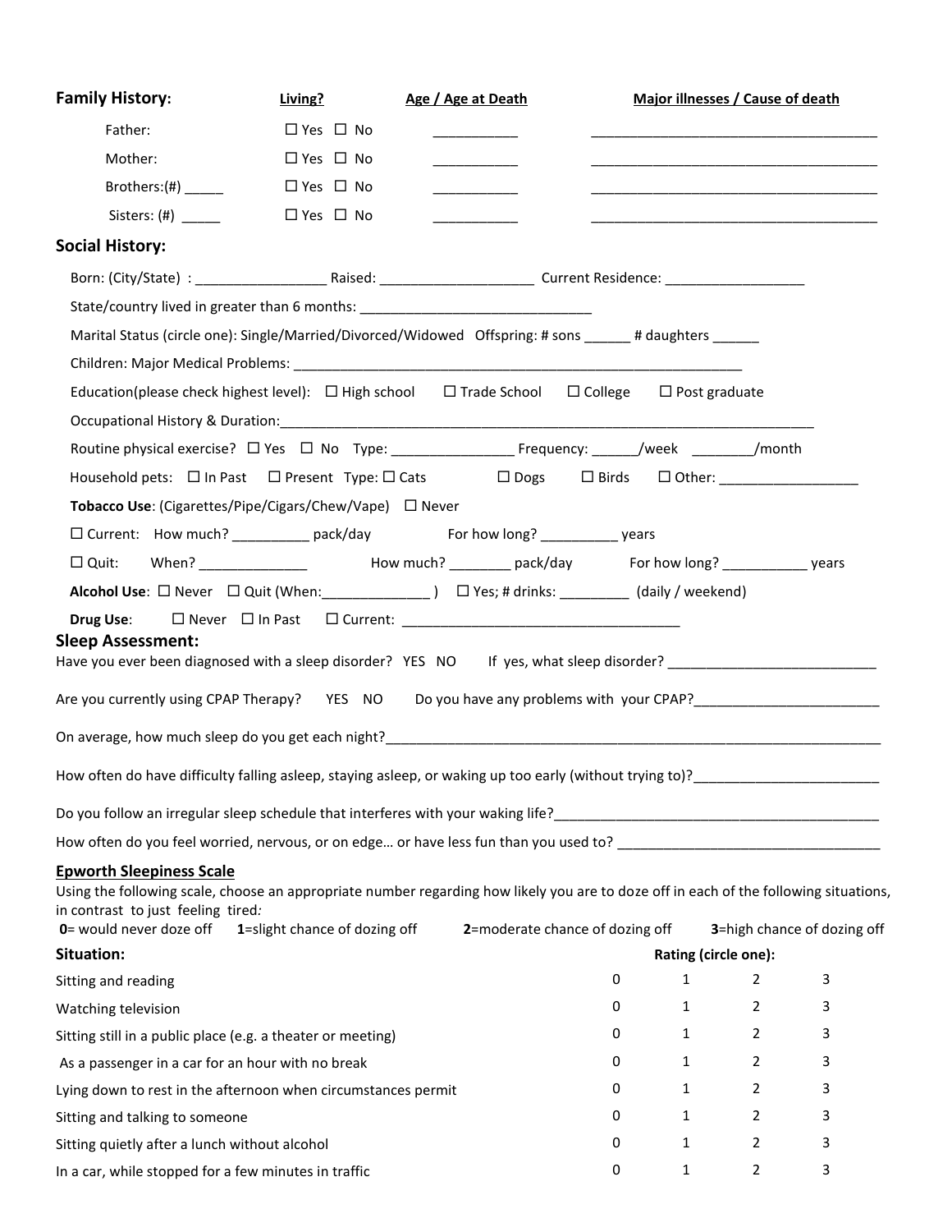## Family History:

| | Living? | Age / Age at Death | Major illnesses / Cause of death |
|---|---|---|---|
| Father: | ☐ Yes ☐ No | ___________ | _____________________________________ |
| Mother: | ☐ Yes ☐ No | ___________ | _____________________________________ |
| Brothers:(#) _____ | ☐ Yes ☐ No | ___________ | _____________________________________ |
| Sisters: (#) _____ | ☐ Yes ☐ No | ___________ | _____________________________________ |

## Social History:

Born: (City/State) : _________________ Raised: ___________________ Current Residence: __________________

State/country lived in greater than 6 months: ______________________________

Marital Status (circle one): Single/Married/Divorced/Widowed Offspring: # sons ______ # daughters ______

Children: Major Medical Problems: ____________________________________________________________

Education(please check highest level): ☐ High school ☐ Trade School ☐ College ☐ Post graduate

Occupational History & Duration:________________________________________________________________________

Routine physical exercise? ☐ Yes ☐ No Type: ________________ Frequency: ______/week ________/month

Household pets: ☐ In Past ☐ Present Type: ☐ Cats ☐ Dogs ☐ Birds ☐ Other: __________________

**Tobacco Use**: (Cigarettes/Pipe/Cigars/Chew/Vape) ☐ Never

☐ Current: How much? __________ pack/day For how long? __________ years

☐ Quit: When? ______________ How much? ________ pack/day For how long? ___________ years

**Alcohol Use**: ☐ Never ☐ Quit (When:_____________ ) ☐ Yes; # drinks: _________ (daily / weekend)

**Drug Use**: ☐ Never ☐ In Past ☐ Current: ____________________________________

## Sleep Assessment:

Have you ever been diagnosed with a sleep disorder? YES NO If yes, what sleep disorder? ___________________________

Are you currently using CPAP Therapy? YES NO Do you have any problems with your CPAP?_______________________

On average, how much sleep do you get each night?_________________________________________________________________

How often do have difficulty falling asleep, staying asleep, or waking up too early (without trying to)?________________________

Do you follow an irregular sleep schedule that interferes with your waking life?___________________________________________

How often do you feel worried, nervous, or on edge… or have less fun than you used to? __________________________________

### Epworth Sleepiness Scale

Using the following scale, choose an appropriate number regarding how likely you are to doze off in each of the following situations, in contrast to just feeling tired*:*

**0**= would never doze off **1**=slight chance of dozing off **2**=moderate chance of dozing off **3**=high chance of dozing off

| Situation: | Rating (circle one): | | | |
|---|---|---|---|---|
| Sitting and reading | 0 | 1 | 2 | 3 |
| Watching television | 0 | 1 | 2 | 3 |
| Sitting still in a public place (e.g. a theater or meeting) | 0 | 1 | 2 | 3 |
| As a passenger in a car for an hour with no break | 0 | 1 | 2 | 3 |
| Lying down to rest in the afternoon when circumstances permit | 0 | 1 | 2 | 3 |
| Sitting and talking to someone | 0 | 1 | 2 | 3 |
| Sitting quietly after a lunch without alcohol | 0 | 1 | 2 | 3 |
| In a car, while stopped for a few minutes in traffic | 0 | 1 | 2 | 3 |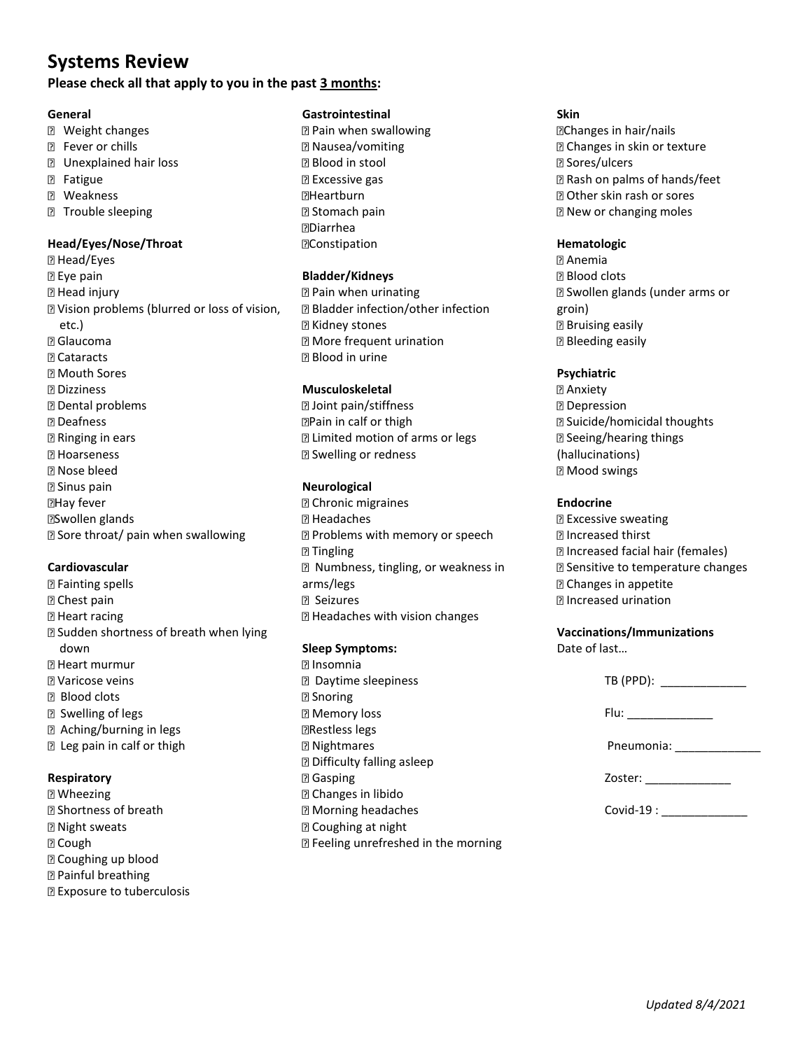## Systems Review

**Please check all that apply to you in the past 3 months:**

### General
- ☐ Weight changes
- ☐ Fever or chills
- ☐ Unexplained hair loss
- ☐ Fatigue
- ☐ Weakness
- ☐ Trouble sleeping

### Head/Eyes/Nose/Throat
- ☐ Head/Eyes
- ☐ Eye pain
- ☐ Head injury
- ☐ Vision problems (blurred or loss of vision, etc.)
- ☐ Glaucoma
- ☐ Cataracts
- ☐ Mouth Sores
- ☐ Dizziness
- ☐ Dental problems
- ☐ Deafness
- ☐ Ringing in ears
- ☐ Hoarseness
- ☐ Nose bleed
- ☐ Sinus pain
- ☐ Hay fever
- ☐ Swollen glands
- ☐ Sore throat/ pain when swallowing

### Cardiovascular
- ☐ Fainting spells
- ☐ Chest pain
- ☐ Heart racing
- ☐ Sudden shortness of breath when lying down
- ☐ Heart murmur
- ☐ Varicose veins
- ☐ Blood clots
- ☐ Swelling of legs
- ☐ Aching/burning in legs
- ☐ Leg pain in calf or thigh

### Respiratory
- ☐ Wheezing
- ☐ Shortness of breath
- ☐ Night sweats
- ☐ Cough
- ☐ Coughing up blood
- ☐ Painful breathing
- ☐ Exposure to tuberculosis

### Gastrointestinal
- ☐ Pain when swallowing
- ☐ Nausea/vomiting
- ☐ Blood in stool
- ☐ Excessive gas
- ☐ Heartburn
- ☐ Stomach pain
- ☐ Diarrhea
- ☐ Constipation

### Bladder/Kidneys
- ☐ Pain when urinating
- ☐ Bladder infection/other infection
- ☐ Kidney stones
- ☐ More frequent urination
- ☐ Blood in urine

### Musculoskeletal
- ☐ Joint pain/stiffness
- ☐ Pain in calf or thigh
- ☐ Limited motion of arms or legs
- ☐ Swelling or redness

### Neurological
- ☐ Chronic migraines
- ☐ Headaches
- ☐ Problems with memory or speech
- ☐ Tingling
- ☐ Numbness, tingling, or weakness in arms/legs
- ☐ Seizures
- ☐ Headaches with vision changes

### Sleep Symptoms:
- ☐ Insomnia
- ☐ Daytime sleepiness
- ☐ Snoring
- ☐ Memory loss
- ☐ Restless legs
- ☐ Nightmares
- ☐ Difficulty falling asleep
- ☐ Gasping
- ☐ Changes in libido
- ☐ Morning headaches
- ☐ Coughing at night
- ☐ Feeling unrefreshed in the morning

### Skin
- ☐ Changes in hair/nails
- ☐ Changes in skin or texture
- ☐ Sores/ulcers
- ☐ Rash on palms of hands/feet
- ☐ Other skin rash or sores
- ☐ New or changing moles

### Hematologic
- ☐ Anemia
- ☐ Blood clots
- ☐ Swollen glands (under arms or groin)
- ☐ Bruising easily
- ☐ Bleeding easily

### Psychiatric
- ☐ Anxiety
- ☐ Depression
- ☐ Suicide/homicidal thoughts
- ☐ Seeing/hearing things (hallucinations)
- ☐ Mood swings

### Endocrine
- ☐ Excessive sweating
- ☐ Increased thirst
- ☐ Increased facial hair (females)
- ☐ Sensitive to temperature changes
- ☐ Changes in appetite
- ☐ Increased urination

### Vaccinations/Immunizations
Date of last…

TB (PPD): _____________

Flu: _____________

Pneumonia: _____________

Zoster: _____________

Covid-19 : _____________

*Updated 8/4/2021*